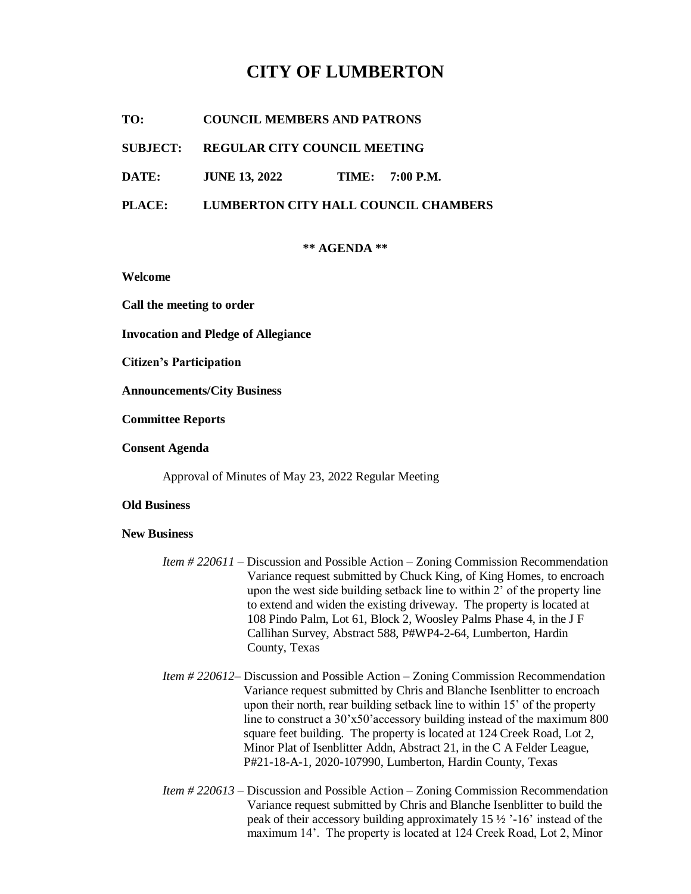# CITY OF LUMBERTON

**TO:** COUNCIL MEMBERS AND PATRONS

**SUBJECT:** REGULAR CITY COUNCIL MEETING

**DATE:** JUNE 13, 2022 **TIME:** 7:00 P.M.

**PLACE:** LUMBERTON CITY HALL COUNCIL CHAMBERS

**\*\* AGENDA \*\***

**Welcome**

**Call the meeting to order**

**Invocation and Pledge of Allegiance**

**Citizen's Participation**

**Announcements/City Business**

**Committee Reports**

**Consent Agenda**

Approval of Minutes of May 23, 2022 Regular Meeting

**Old Business**

**New Business**

*Item # 220611* – Discussion and Possible Action – Zoning Commission Recommendation Variance request submitted by Chuck King, of King Homes, to encroach upon the west side building setback line to within 2' of the property line to extend and widen the existing driveway. The property is located at 108 Pindo Palm, Lot 61, Block 2, Woosley Palms Phase 4, in the J F Callihan Survey, Abstract 588, P#WP4-2-64, Lumberton, Hardin County, Texas

*Item # 220612*– Discussion and Possible Action – Zoning Commission Recommendation Variance request submitted by Chris and Blanche Isenblitter to encroach upon their north, rear building setback line to within 15' of the property line to construct a 30'x50'accessory building instead of the maximum 800 square feet building. The property is located at 124 Creek Road, Lot 2, Minor Plat of Isenblitter Addn, Abstract 21, in the C A Felder League, P#21-18-A-1, 2020-107990, Lumberton, Hardin County, Texas

*Item # 220613* – Discussion and Possible Action – Zoning Commission Recommendation Variance request submitted by Chris and Blanche Isenblitter to build the peak of their accessory building approximately 15 ½ '-16' instead of the maximum 14'. The property is located at 124 Creek Road, Lot 2, Minor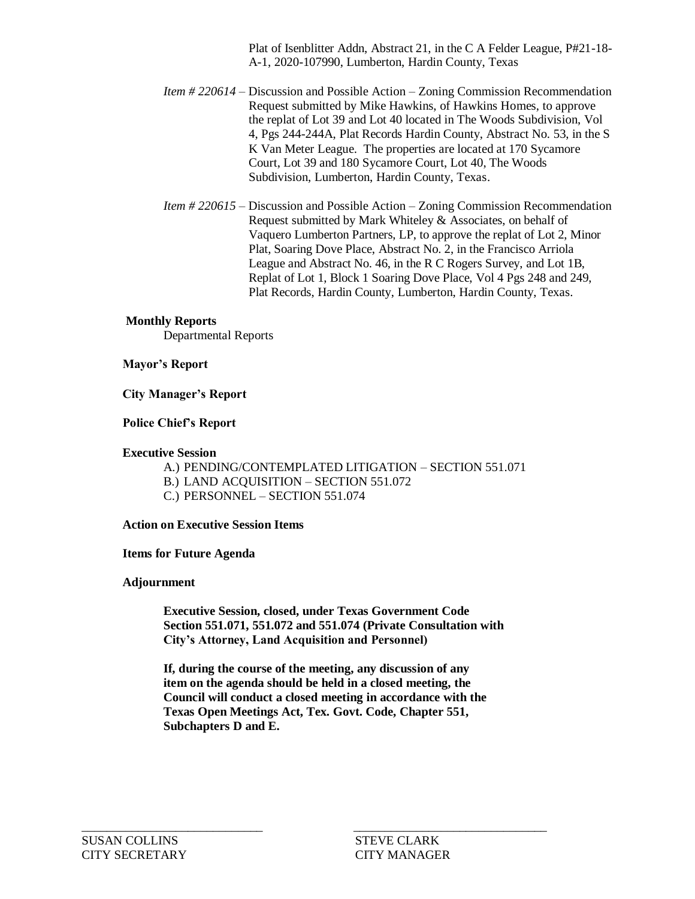Plat of Isenblitter Addn, Abstract 21, in the C A Felder League, P#21-18-A-1, 2020-107990, Lumberton, Hardin County, Texas

*Item # 220614* – Discussion and Possible Action – Zoning Commission Recommendation Request submitted by Mike Hawkins, of Hawkins Homes, to approve the replat of Lot 39 and Lot 40 located in The Woods Subdivision, Vol 4, Pgs 244-244A, Plat Records Hardin County, Abstract No. 53, in the S K Van Meter League. The properties are located at 170 Sycamore Court, Lot 39 and 180 Sycamore Court, Lot 40, The Woods Subdivision, Lumberton, Hardin County, Texas.

*Item # 220615* – Discussion and Possible Action – Zoning Commission Recommendation Request submitted by Mark Whiteley & Associates, on behalf of Vaquero Lumberton Partners, LP, to approve the replat of Lot 2, Minor Plat, Soaring Dove Place, Abstract No. 2, in the Francisco Arriola League and Abstract No. 46, in the R C Rogers Survey, and Lot 1B, Replat of Lot 1, Block 1 Soaring Dove Place, Vol 4 Pgs 248 and 249, Plat Records, Hardin County, Lumberton, Hardin County, Texas.

**Monthly Reports**

Departmental Reports

**Mayor's Report**

**City Manager's Report**

**Police Chief's Report**

**Executive Session**

A.) PENDING/CONTEMPLATED LITIGATION – SECTION 551.071
B.) LAND ACQUISITION – SECTION 551.072
C.) PERSONNEL – SECTION 551.074

**Action on Executive Session Items**

**Items for Future Agenda**

**Adjournment**

**Executive Session, closed, under Texas Government Code Section 551.071, 551.072 and 551.074 (Private Consultation with City's Attorney, Land Acquisition and Personnel)**

**If, during the course of the meeting, any discussion of any item on the agenda should be held in a closed meeting, the Council will conduct a closed meeting in accordance with the Texas Open Meetings Act, Tex. Govt. Code, Chapter 551, Subchapters D and E.**

\_\_\_\_\_\_\_\_\_\_\_\_\_\_\_\_\_\_\_\_\_\_\_\_\_\_\_\_\_\_
SUSAN COLLINS
CITY SECRETARY

\_\_\_\_\_\_\_\_\_\_\_\_\_\_\_\_\_\_\_\_\_\_\_\_\_\_\_\_\_\_
STEVE CLARK
CITY MANAGER